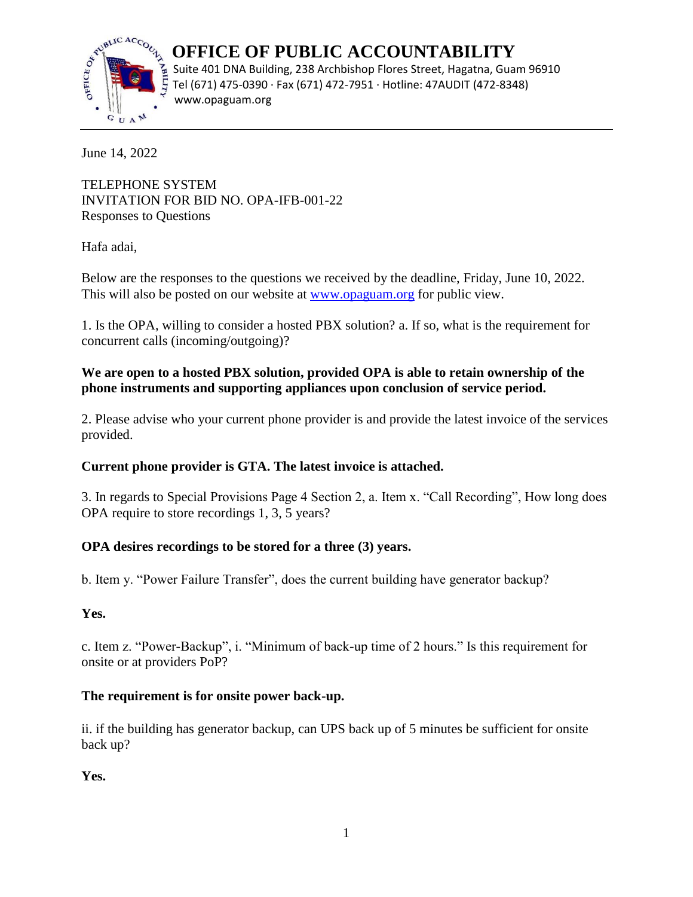# OFFICE OF PUBLIC ACCOUNTABILITY

Suite 401 DNA Building, 238 Archbishop Flores Street, Hagatna, Guam 96910
Tel (671) 475-0390 · Fax (671) 472-7951 · Hotline: 47AUDIT (472-8348)
www.opaguam.org

---

June 14, 2022

TELEPHONE SYSTEM
INVITATION FOR BID NO. OPA-IFB-001-22
Responses to Questions

Hafa adai,

Below are the responses to the questions we received by the deadline, Friday, June 10, 2022. This will also be posted on our website at [www.opaguam.org](http://www.opaguam.org) for public view.

1. Is the OPA, willing to consider a hosted PBX solution? a. If so, what is the requirement for concurrent calls (incoming/outgoing)?

**We are open to a hosted PBX solution, provided OPA is able to retain ownership of the phone instruments and supporting appliances upon conclusion of service period.**

2. Please advise who your current phone provider is and provide the latest invoice of the services provided.

**Current phone provider is GTA. The latest invoice is attached.**

3. In regards to Special Provisions Page 4 Section 2, a. Item x. "Call Recording", How long does OPA require to store recordings 1, 3, 5 years?

**OPA desires recordings to be stored for a three (3) years.**

b. Item y. "Power Failure Transfer", does the current building have generator backup?

**Yes.**

c. Item z. "Power-Backup", i. "Minimum of back-up time of 2 hours." Is this requirement for onsite or at providers PoP?

**The requirement is for onsite power back-up.**

ii. if the building has generator backup, can UPS back up of 5 minutes be sufficient for onsite back up?

**Yes.**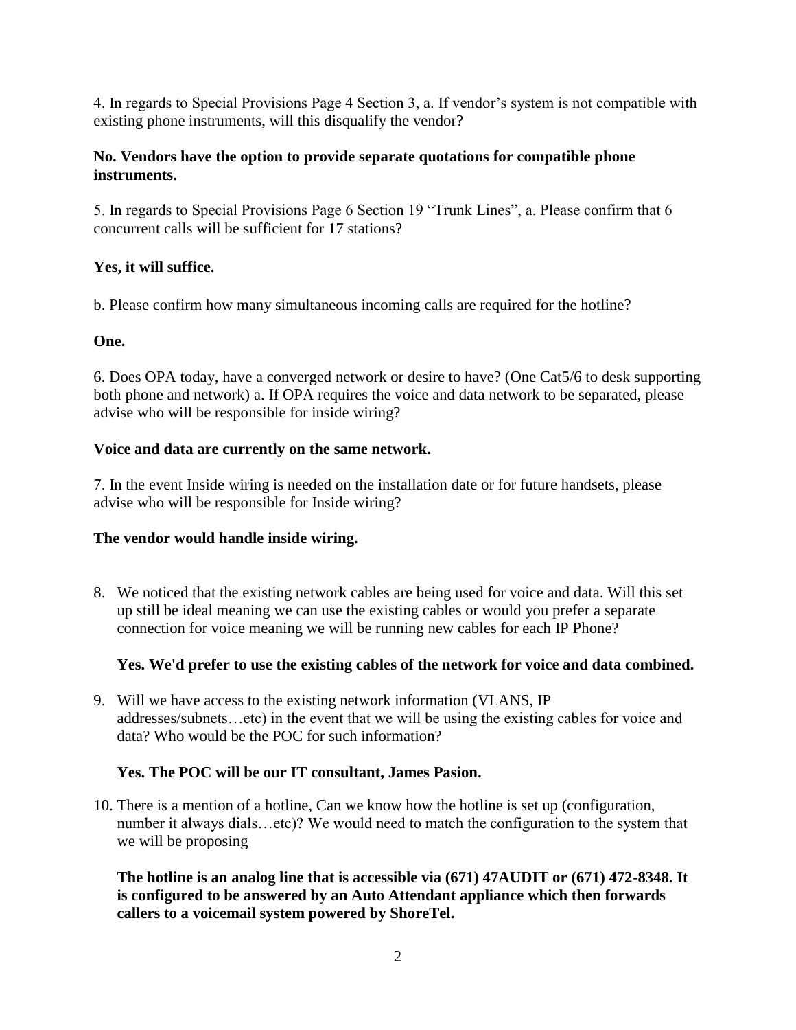4. In regards to Special Provisions Page 4 Section 3, a. If vendor's system is not compatible with existing phone instruments, will this disqualify the vendor?

**No. Vendors have the option to provide separate quotations for compatible phone instruments.**

5. In regards to Special Provisions Page 6 Section 19 "Trunk Lines", a. Please confirm that 6 concurrent calls will be sufficient for 17 stations?

**Yes, it will suffice.**

b. Please confirm how many simultaneous incoming calls are required for the hotline?

**One.**

6. Does OPA today, have a converged network or desire to have? (One Cat5/6 to desk supporting both phone and network) a. If OPA requires the voice and data network to be separated, please advise who will be responsible for inside wiring?

**Voice and data are currently on the same network.**

7. In the event Inside wiring is needed on the installation date or for future handsets, please advise who will be responsible for Inside wiring?

**The vendor would handle inside wiring.**

8. We noticed that the existing network cables are being used for voice and data. Will this set up still be ideal meaning we can use the existing cables or would you prefer a separate connection for voice meaning we will be running new cables for each IP Phone?

   **Yes. We'd prefer to use the existing cables of the network for voice and data combined.**

9. Will we have access to the existing network information (VLANS, IP addresses/subnets…etc) in the event that we will be using the existing cables for voice and data? Who would be the POC for such information?

   **Yes. The POC will be our IT consultant, James Pasion.**

10. There is a mention of a hotline, Can we know how the hotline is set up (configuration, number it always dials…etc)? We would need to match the configuration to the system that we will be proposing

    **The hotline is an analog line that is accessible via (671) 47AUDIT or (671) 472-8348. It is configured to be answered by an Auto Attendant appliance which then forwards callers to a voicemail system powered by ShoreTel.**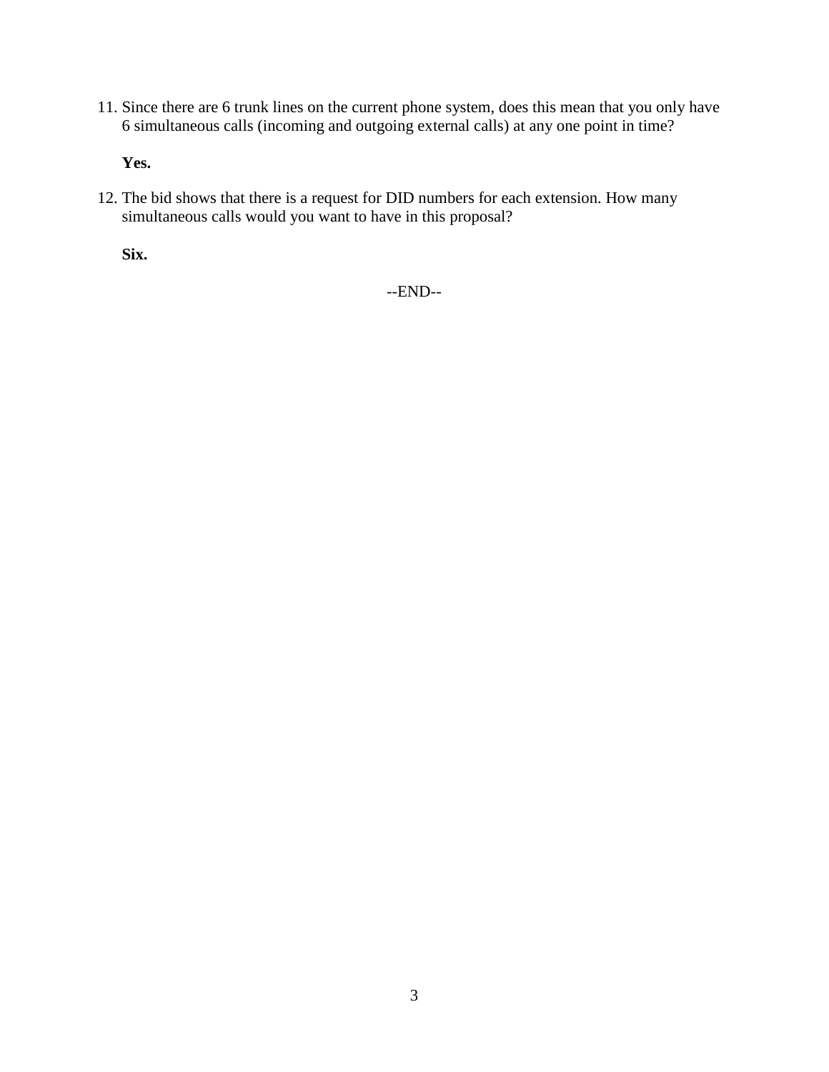11. Since there are 6 trunk lines on the current phone system, does this mean that you only have 6 simultaneous calls (incoming and outgoing external calls) at any one point in time?

    **Yes.**

12. The bid shows that there is a request for DID numbers for each extension. How many simultaneous calls would you want to have in this proposal?

    **Six.**

--END--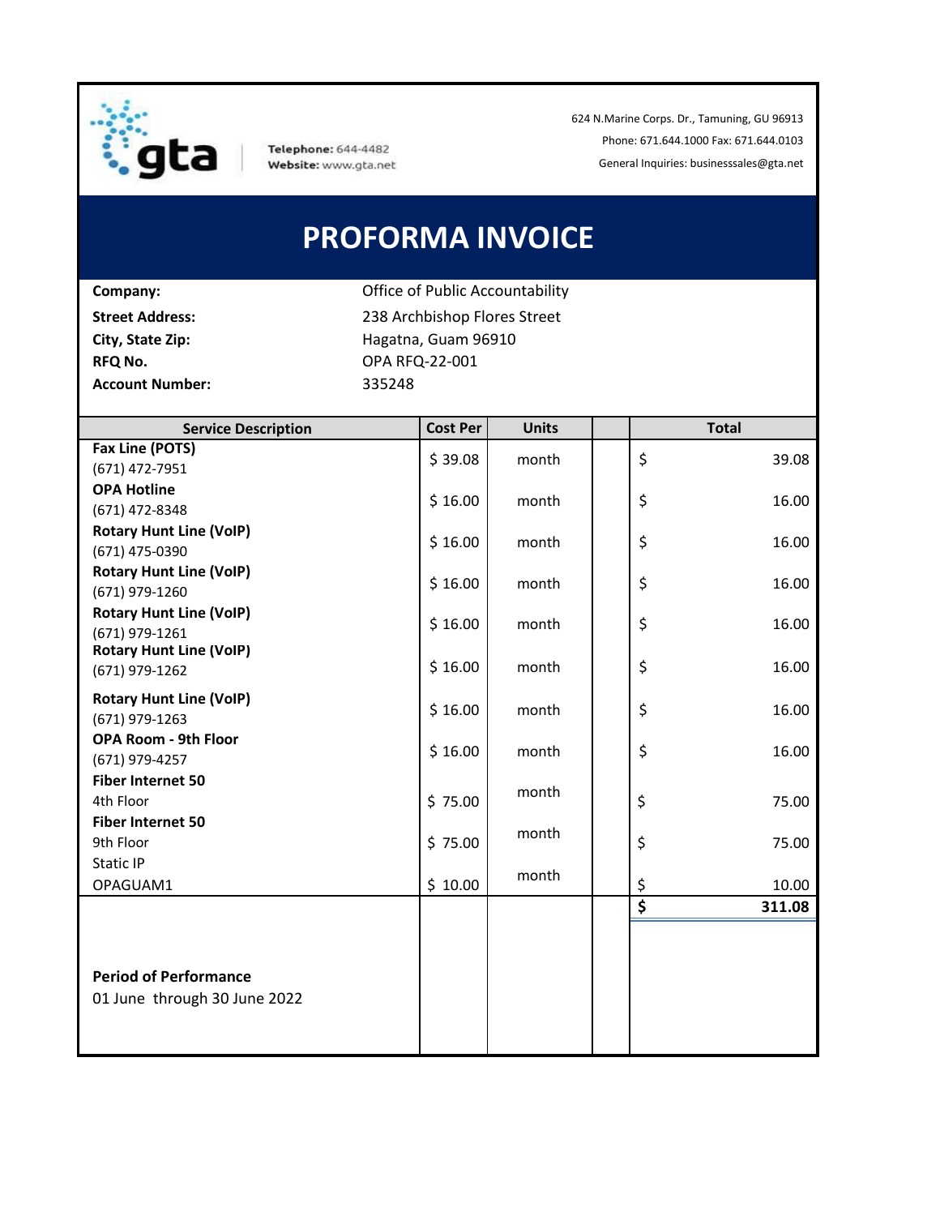gta

**Telephone:** 644-4482
**Website:** www.gta.net

624 N.Marine Corps. Dr., Tamuning, GU 96913
Phone: 671.644.1000 Fax: 671.644.0103
General Inquiries: businesssales@gta.net

# PROFORMA INVOICE

**Company:** Office of Public Accountability
**Street Address:** 238 Archbishop Flores Street
**City, State Zip:** Hagatna, Guam 96910
**RFQ No.** OPA RFQ-22-001
**Account Number:** 335248

| Service Description | Cost Per | Units | | Total |
|---|---|---|---|---|
| **Fax Line (POTS)** (671) 472-7951 | $ 39.08 | month | | $ 39.08 |
| **OPA Hotline** (671) 472-8348 | $ 16.00 | month | | $ 16.00 |
| **Rotary Hunt Line (VoIP)** (671) 475-0390 | $ 16.00 | month | | $ 16.00 |
| **Rotary Hunt Line (VoIP)** (671) 979-1260 | $ 16.00 | month | | $ 16.00 |
| **Rotary Hunt Line (VoIP)** (671) 979-1261 | $ 16.00 | month | | $ 16.00 |
| **Rotary Hunt Line (VoIP)** (671) 979-1262 | $ 16.00 | month | | $ 16.00 |
| **Rotary Hunt Line (VoIP)** (671) 979-1263 | $ 16.00 | month | | $ 16.00 |
| **OPA Room - 9th Floor** (671) 979-4257 | $ 16.00 | month | | $ 16.00 |
| **Fiber Internet 50** 4th Floor | $ 75.00 | month | | $ 75.00 |
| **Fiber Internet 50** 9th Floor | $ 75.00 | month | | $ 75.00 |
| Static IP OPAGUAM1 | $ 10.00 | month | | $ 10.00 |
| | | | | **$ 311.08** |

**Period of Performance**
01 June through 30 June 2022